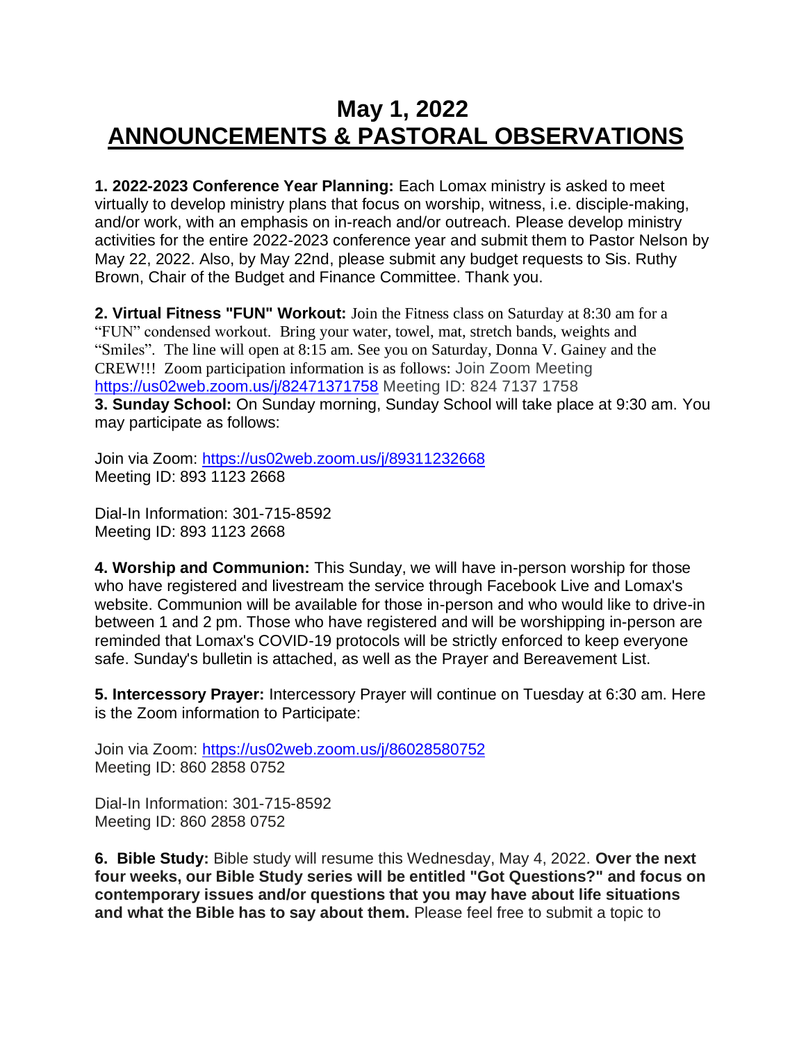# May 1, 2022
# ANNOUNCEMENTS & PASTORAL OBSERVATIONS

**1. 2022-2023 Conference Year Planning:** Each Lomax ministry is asked to meet virtually to develop ministry plans that focus on worship, witness, i.e. disciple-making, and/or work, with an emphasis on in-reach and/or outreach. Please develop ministry activities for the entire 2022-2023 conference year and submit them to Pastor Nelson by May 22, 2022. Also, by May 22nd, please submit any budget requests to Sis. Ruthy Brown, Chair of the Budget and Finance Committee. Thank you.

**2. Virtual Fitness "FUN" Workout:** Join the Fitness class on Saturday at 8:30 am for a "FUN" condensed workout. Bring your water, towel, mat, stretch bands, weights and "Smiles". The line will open at 8:15 am. See you on Saturday, Donna V. Gainey and the CREW!!! Zoom participation information is as follows: Join Zoom Meeting https://us02web.zoom.us/j/82471371758 Meeting ID: 824 7137 1758

**3. Sunday School:** On Sunday morning, Sunday School will take place at 9:30 am. You may participate as follows:

Join via Zoom: https://us02web.zoom.us/j/89311232668
Meeting ID: 893 1123 2668

Dial-In Information: 301-715-8592
Meeting ID: 893 1123 2668

**4. Worship and Communion:** This Sunday, we will have in-person worship for those who have registered and livestream the service through Facebook Live and Lomax's website. Communion will be available for those in-person and who would like to drive-in between 1 and 2 pm. Those who have registered and will be worshipping in-person are reminded that Lomax's COVID-19 protocols will be strictly enforced to keep everyone safe. Sunday's bulletin is attached, as well as the Prayer and Bereavement List.

**5. Intercessory Prayer:** Intercessory Prayer will continue on Tuesday at 6:30 am. Here is the Zoom information to Participate:

Join via Zoom: https://us02web.zoom.us/j/86028580752
Meeting ID: 860 2858 0752

Dial-In Information: 301-715-8592
Meeting ID: 860 2858 0752

**6. Bible Study:** Bible study will resume this Wednesday, May 4, 2022. **Over the next four weeks, our Bible Study series will be entitled "Got Questions?" and focus on contemporary issues and/or questions that you may have about life situations and what the Bible has to say about them.** Please feel free to submit a topic to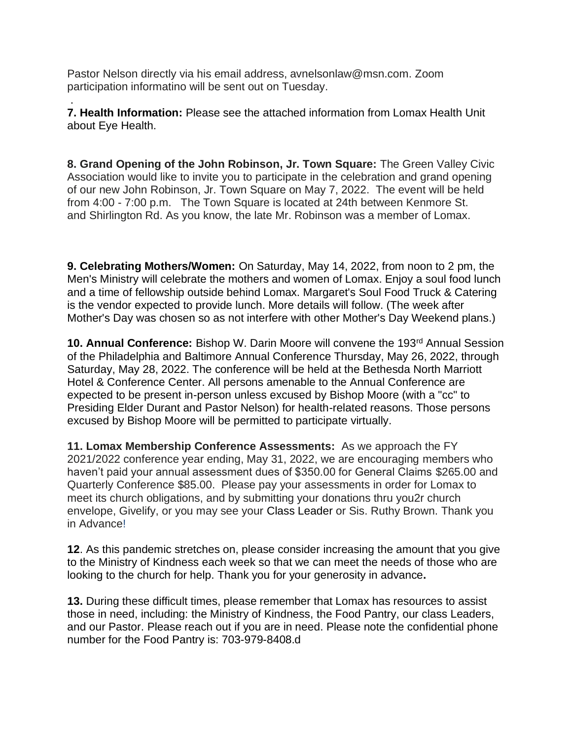Pastor Nelson directly via his email address, avnelsonlaw@msn.com. Zoom participation informatino will be sent out on Tuesday.

.

**7. Health Information:** Please see the attached information from Lomax Health Unit about Eye Health.

**8. Grand Opening of the John Robinson, Jr. Town Square:** The Green Valley Civic Association would like to invite you to participate in the celebration and grand opening of our new John Robinson, Jr. Town Square on May 7, 2022. The event will be held from 4:00 - 7:00 p.m. The Town Square is located at 24th between Kenmore St. and Shirlington Rd. As you know, the late Mr. Robinson was a member of Lomax.

**9. Celebrating Mothers/Women:** On Saturday, May 14, 2022, from noon to 2 pm, the Men's Ministry will celebrate the mothers and women of Lomax. Enjoy a soul food lunch and a time of fellowship outside behind Lomax. Margaret's Soul Food Truck & Catering is the vendor expected to provide lunch. More details will follow. (The week after Mother's Day was chosen so as not interfere with other Mother's Day Weekend plans.)

**10. Annual Conference:** Bishop W. Darin Moore will convene the 193rd Annual Session of the Philadelphia and Baltimore Annual Conference Thursday, May 26, 2022, through Saturday, May 28, 2022. The conference will be held at the Bethesda North Marriott Hotel & Conference Center. All persons amenable to the Annual Conference are expected to be present in-person unless excused by Bishop Moore (with a "cc" to Presiding Elder Durant and Pastor Nelson) for health-related reasons. Those persons excused by Bishop Moore will be permitted to participate virtually.

**11. Lomax Membership Conference Assessments:** As we approach the FY 2021/2022 conference year ending, May 31, 2022, we are encouraging members who haven't paid your annual assessment dues of $350.00 for General Claims $265.00 and Quarterly Conference $85.00. Please pay your assessments in order for Lomax to meet its church obligations, and by submitting your donations thru you2r church envelope, Givelify, or you may see your Class Leader or Sis. Ruthy Brown. Thank you in Advance!

**12**. As this pandemic stretches on, please consider increasing the amount that you give to the Ministry of Kindness each week so that we can meet the needs of those who are looking to the church for help. Thank you for your generosity in advance**.**

**13.** During these difficult times, please remember that Lomax has resources to assist those in need, including: the Ministry of Kindness, the Food Pantry, our class Leaders, and our Pastor. Please reach out if you are in need. Please note the confidential phone number for the Food Pantry is: 703-979-8408.d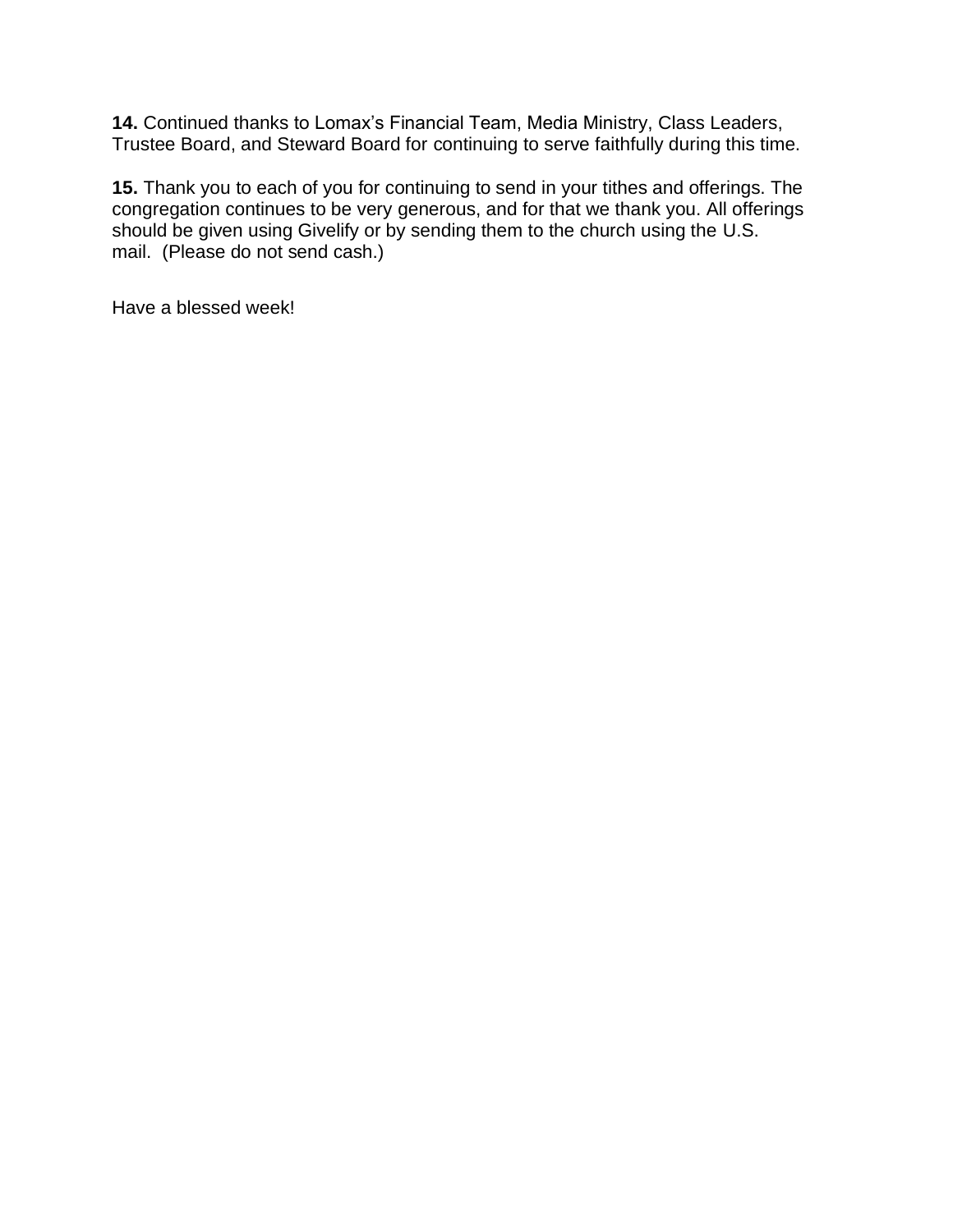**14.** Continued thanks to Lomax's Financial Team, Media Ministry, Class Leaders, Trustee Board, and Steward Board for continuing to serve faithfully during this time.

**15.** Thank you to each of you for continuing to send in your tithes and offerings. The congregation continues to be very generous, and for that we thank you. All offerings should be given using Givelify or by sending them to the church using the U.S. mail. (Please do not send cash.)

Have a blessed week!